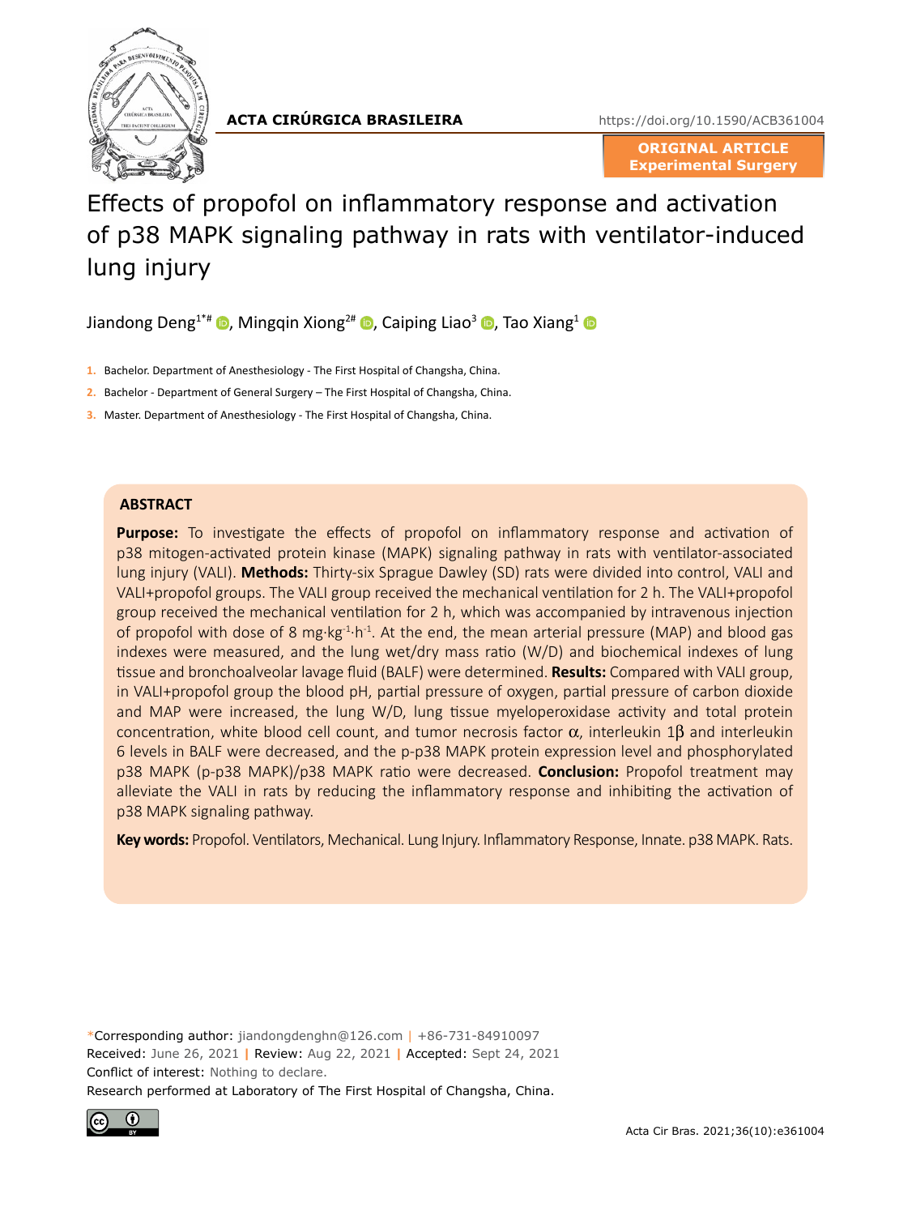ACTA CIRÚRGICA BRASILEIRA

https://doi.org/10.1590/ACB361004

ORIGINAL ARTICLE
Experimental Surgery

# Effects of propofol on inflammatory response and activation of p38 MAPK signaling pathway in rats with ventilator-induced lung injury

Jiandong Deng[1*#], Mingqin Xiong[2#], Caiping Liao[3], Tao Xiang[1]

1. Bachelor. Department of Anesthesiology - The First Hospital of Changsha, China.
2. Bachelor - Department of General Surgery – The First Hospital of Changsha, China.
3. Master. Department of Anesthesiology - The First Hospital of Changsha, China.

## ABSTRACT

**Purpose:** To investigate the effects of propofol on inflammatory response and activation of p38 mitogen-activated protein kinase (MAPK) signaling pathway in rats with ventilator-associated lung injury (VALI). **Methods:** Thirty-six Sprague Dawley (SD) rats were divided into control, VALI and VALI+propofol groups. The VALI group received the mechanical ventilation for 2 h. The VALI+propofol group received the mechanical ventilation for 2 h, which was accompanied by intravenous injection of propofol with dose of 8 $mg \cdot kg^{-1} \cdot h^{-1}$. At the end, the mean arterial pressure (MAP) and blood gas indexes were measured, and the lung wet/dry mass ratio (W/D) and biochemical indexes of lung tissue and bronchoalveolar lavage fluid (BALF) were determined. **Results:** Compared with VALI group, in VALI+propofol group the blood pH, partial pressure of oxygen, partial pressure of carbon dioxide and MAP were increased, the lung W/D, lung tissue myeloperoxidase activity and total protein concentration, white blood cell count, and tumor necrosis factor $\alpha$, interleukin $1\beta$ and interleukin 6 levels in BALF were decreased, and the p-p38 MAPK protein expression level and phosphorylated p38 MAPK (p-p38 MAPK)/p38 MAPK ratio were decreased. **Conclusion:** Propofol treatment may alleviate the VALI in rats by reducing the inflammatory response and inhibiting the activation of p38 MAPK signaling pathway.

**Key words:** Propofol. Ventilators, Mechanical. Lung Injury. Inflammatory Response, Innate. p38 MAPK. Rats.

*Corresponding author: jiandongdenghn@126.com | +86-731-84910097
Received: June 26, 2021 | Review: Aug 22, 2021 | Accepted: Sept 24, 2021
Conflict of interest: Nothing to declare.
Research performed at Laboratory of The First Hospital of Changsha, China.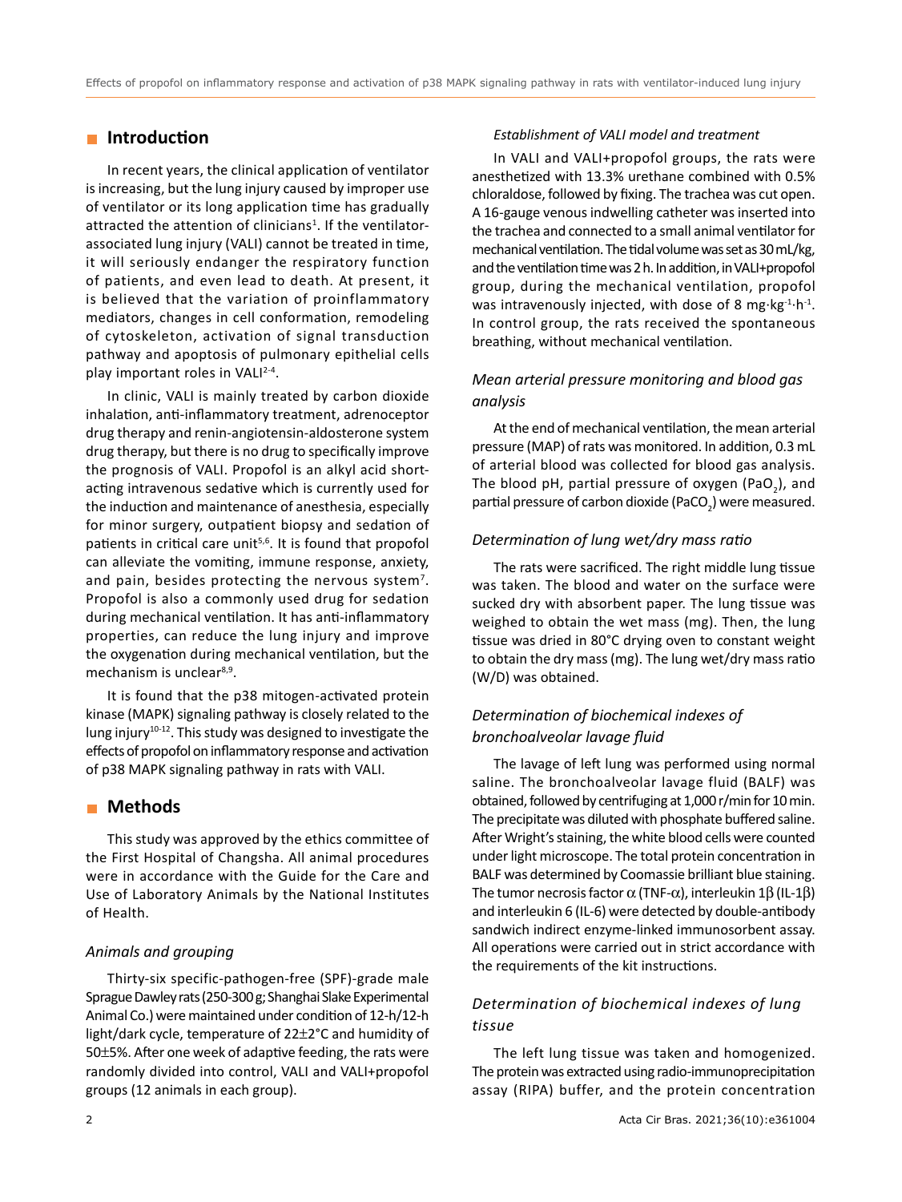## Introduction

In recent years, the clinical application of ventilator is increasing, but the lung injury caused by improper use of ventilator or its long application time has gradually attracted the attention of clinicians[1]. If the ventilator-associated lung injury (VALI) cannot be treated in time, it will seriously endanger the respiratory function of patients, and even lead to death. At present, it is believed that the variation of proinflammatory mediators, changes in cell conformation, remodeling of cytoskeleton, activation of signal transduction pathway and apoptosis of pulmonary epithelial cells play important roles in VALI[2-4].

In clinic, VALI is mainly treated by carbon dioxide inhalation, anti-inflammatory treatment, adrenoceptor drug therapy and renin-angiotensin-aldosterone system drug therapy, but there is no drug to specifically improve the prognosis of VALI. Propofol is an alkyl acid short-acting intravenous sedative which is currently used for the induction and maintenance of anesthesia, especially for minor surgery, outpatient biopsy and sedation of patients in critical care unit[5,6]. It is found that propofol can alleviate the vomiting, immune response, anxiety, and pain, besides protecting the nervous system[7]. Propofol is also a commonly used drug for sedation during mechanical ventilation. It has anti-inflammatory properties, can reduce the lung injury and improve the oxygenation during mechanical ventilation, but the mechanism is unclear[8,9].

It is found that the p38 mitogen-activated protein kinase (MAPK) signaling pathway is closely related to the lung injury[10-12]. This study was designed to investigate the effects of propofol on inflammatory response and activation of p38 MAPK signaling pathway in rats with VALI.

## Methods

This study was approved by the ethics committee of the First Hospital of Changsha. All animal procedures were in accordance with the Guide for the Care and Use of Laboratory Animals by the National Institutes of Health.

### *Animals and grouping*

Thirty-six specific-pathogen-free (SPF)-grade male Sprague Dawley rats (250-300 g; Shanghai Slake Experimental Animal Co.) were maintained under condition of 12-h/12-h light/dark cycle, temperature of 22±2°C and humidity of 50±5%. After one week of adaptive feeding, the rats were randomly divided into control, VALI and VALI+propofol groups (12 animals in each group).

### *Establishment of VALI model and treatment*

In VALI and VALI+propofol groups, the rats were anesthetized with 13.3% urethane combined with 0.5% chloraldose, followed by fixing. The trachea was cut open. A 16-gauge venous indwelling catheter was inserted into the trachea and connected to a small animal ventilator for mechanical ventilation. The tidal volume was set as 30 mL/kg, and the ventilation time was 2 h. In addition, in VALI+propofol group, during the mechanical ventilation, propofol was intravenously injected, with dose of 8 $mg \cdot kg^{-1} \cdot h^{-1}$. In control group, the rats received the spontaneous breathing, without mechanical ventilation.

### *Mean arterial pressure monitoring and blood gas analysis*

At the end of mechanical ventilation, the mean arterial pressure (MAP) of rats was monitored. In addition, 0.3 mL of arterial blood was collected for blood gas analysis. The blood pH, partial pressure of oxygen ($PaO_2$), and partial pressure of carbon dioxide ($PaCO_2$) were measured.

### *Determination of lung wet/dry mass ratio*

The rats were sacrificed. The right middle lung tissue was taken. The blood and water on the surface were sucked dry with absorbent paper. The lung tissue was weighed to obtain the wet mass (mg). Then, the lung tissue was dried in 80°C drying oven to constant weight to obtain the dry mass (mg). The lung wet/dry mass ratio (W/D) was obtained.

### *Determination of biochemical indexes of bronchoalveolar lavage fluid*

The lavage of left lung was performed using normal saline. The bronchoalveolar lavage fluid (BALF) was obtained, followed by centrifuging at 1,000 r/min for 10 min. The precipitate was diluted with phosphate buffered saline. After Wright's staining, the white blood cells were counted under light microscope. The total protein concentration in BALF was determined by Coomassie brilliant blue staining. The tumor necrosis factor α (TNF-α), interleukin 1β (IL-1β) and interleukin 6 (IL-6) were detected by double-antibody sandwich indirect enzyme-linked immunosorbent assay. All operations were carried out in strict accordance with the requirements of the kit instructions.

### *Determination of biochemical indexes of lung tissue*

The left lung tissue was taken and homogenized. The protein was extracted using radio-immunoprecipitation assay (RIPA) buffer, and the protein concentration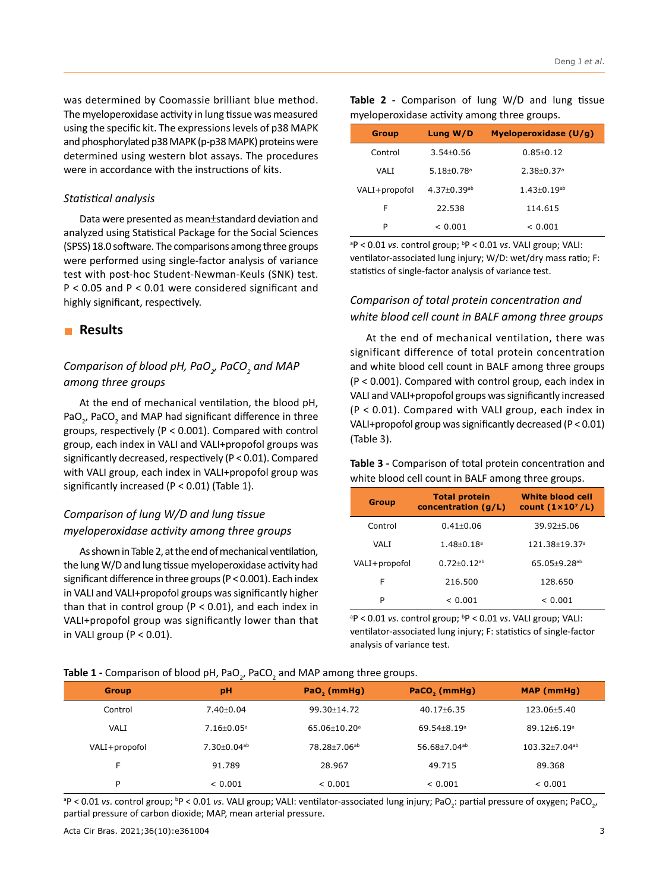was determined by Coomassie brilliant blue method. The myeloperoxidase activity in lung tissue was measured using the specific kit. The expressions levels of p38 MAPK and phosphorylated p38 MAPK (p-p38 MAPK) proteins were determined using western blot assays. The procedures were in accordance with the instructions of kits.

### *Statistical analysis*

Data were presented as mean±standard deviation and analyzed using Statistical Package for the Social Sciences (SPSS) 18.0 software. The comparisons among three groups were performed using single-factor analysis of variance test with post-hoc Student-Newman-Keuls (SNK) test. $P < 0.05$ and $P < 0.01$ were considered significant and highly significant, respectively.

## Results

### *Comparison of blood pH, $PaO_2$, $PaCO_2$ and MAP among three groups*

At the end of mechanical ventilation, the blood pH, $PaO_2$, $PaCO_2$ and MAP had significant difference in three groups, respectively ($P < 0.001$). Compared with control group, each index in VALI and VALI+propofol groups was significantly decreased, respectively ($P < 0.01$). Compared with VALI group, each index in VALI+propofol group was significantly increased ($P < 0.01$) (Table 1).

**Table 1 -** Comparison of blood pH, $PaO_2$, $PaCO_2$ and MAP among three groups.

| Group | pH | $PaO_2$ (mmHg) | $PaCO_2$ (mmHg) | MAP (mmHg) |
|---|---|---|---|---|
| Control | 7.40±0.04 | 99.30±14.72 | 40.17±6.35 | 123.06±5.40 |
| VALI | 7.16±0.05[a] | 65.06±10.20[a] | 69.54±8.19[a] | 89.12±6.19[a] |
| VALI+propofol | 7.30±0.04[ab] | 78.28±7.06[ab] | 56.68±7.04[ab] | 103.32±7.04[ab] |
| F | 91.789 | 28.967 | 49.715 | 89.368 |
| P | < 0.001 | < 0.001 | < 0.001 | < 0.001 |

[a]$P < 0.01$ *vs*. control group; [b]$P < 0.01$ *vs*. VALI group; VALI: ventilator-associated lung injury; $PaO_2$: partial pressure of oxygen; $PaCO_2$, partial pressure of carbon dioxide; MAP, mean arterial pressure.

### *Comparison of lung W/D and lung tissue myeloperoxidase activity among three groups*

As shown in Table 2, at the end of mechanical ventilation, the lung W/D and lung tissue myeloperoxidase activity had significant difference in three groups ($P < 0.001$). Each index in VALI and VALI+propofol groups was significantly higher than that in control group ($P < 0.01$), and each index in VALI+propofol group was significantly lower than that in VALI group ($P < 0.01$).

**Table 2 -** Comparison of lung W/D and lung tissue myeloperoxidase activity among three groups.

| Group | Lung W/D | Myeloperoxidase (U/g) |
|---|---|---|
| Control | 3.54±0.56 | 0.85±0.12 |
| VALI | 5.18±0.78[a] | 2.38±0.37[a] |
| VALI+propofol | 4.37±0.39[ab] | 1.43±0.19[ab] |
| F | 22.538 | 114.615 |
| P | < 0.001 | < 0.001 |

[a]$P < 0.01$ *vs*. control group; [b]$P < 0.01$ *vs*. VALI group; VALI: ventilator-associated lung injury; W/D: wet/dry mass ratio; F: statistics of single-factor analysis of variance test.

### *Comparison of total protein concentration and white blood cell count in BALF among three groups*

At the end of mechanical ventilation, there was significant difference of total protein concentration and white blood cell count in BALF among three groups ($P < 0.001$). Compared with control group, each index in VALI and VALI+propofol groups was significantly increased ($P < 0.01$). Compared with VALI group, each index in VALI+propofol group was significantly decreased ($P < 0.01$) (Table 3).

**Table 3 -** Comparison of total protein concentration and white blood cell count in BALF among three groups.

| Group | Total protein concentration (g/L) | White blood cell count ($1\times10^7$/L) |
|---|---|---|
| Control | 0.41±0.06 | 39.92±5.06 |
| VALI | 1.48±0.18[a] | 121.38±19.37[a] |
| VALI+propofol | 0.72±0.12[ab] | 65.05±9.28[ab] |
| F | 216.500 | 128.650 |
| P | < 0.001 | < 0.001 |

[a]$P < 0.01$ *vs*. control group; [b]$P < 0.01$ *vs*. VALI group; VALI: ventilator-associated lung injury; F: statistics of single-factor analysis of variance test.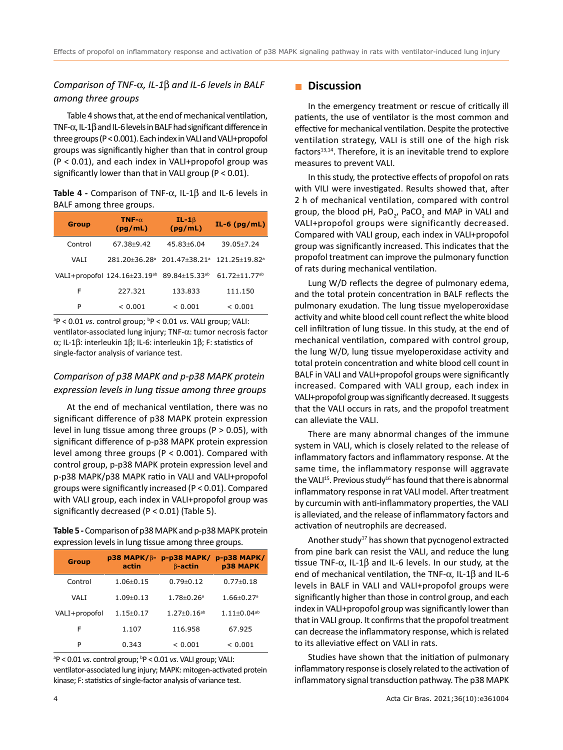### *Comparison of TNF-α, IL-1β and IL-6 levels in BALF among three groups*

Table 4 shows that, at the end of mechanical ventilation, TNF-α, IL-1β and IL-6 levels in BALF had significant difference in three groups (P < 0.001). Each index in VALI and VALI+propofol groups was significantly higher than that in control group (P < 0.01), and each index in VALI+propofol group was significantly lower than that in VALI group (P < 0.01).

**Table 4 -** Comparison of TNF-α, IL-1β and IL-6 levels in BALF among three groups.

| Group | TNF-α (pg/mL) | IL-1β (pg/mL) | IL-6 (pg/mL) |
|---|---|---|---|
| Control | 67.38±9.42 | 45.83±6.04 | 39.05±7.24 |
| VALI | 281.20±36.28[a] | 201.47±38.21[a] | 121.25±19.82[a] |
| VALI+propofol | 124.16±23.19[ab] | 89.84±15.33[ab] | 61.72±11.77[ab] |
| F | 227.321 | 133.833 | 111.150 |
| P | < 0.001 | < 0.001 | < 0.001 |

[a]P < 0.01 *vs*. control group; [b]P < 0.01 *vs*. VALI group; VALI: ventilator-associated lung injury; TNF-α: tumor necrosis factor α; IL-1β: interleukin 1β; IL-6: interleukin 1β; F: statistics of single-factor analysis of variance test.

### *Comparison of p38 MAPK and p-p38 MAPK protein expression levels in lung tissue among three groups*

At the end of mechanical ventilation, there was no significant difference of p38 MAPK protein expression level in lung tissue among three groups (P > 0.05), with significant difference of p-p38 MAPK protein expression level among three groups (P < 0.001). Compared with control group, p-p38 MAPK protein expression level and p-p38 MAPK/p38 MAPK ratio in VALI and VALI+propofol groups were significantly increased (P < 0.01). Compared with VALI group, each index in VALI+propofol group was significantly decreased (P < 0.01) (Table 5).

**Table 5 -** Comparison of p38 MAPK and p-p38 MAPK protein expression levels in lung tissue among three groups.

| Group | p38 MAPK/β-actin | p-p38 MAPK/β-actin | p-p38 MAPK/p38 MAPK |
|---|---|---|---|
| Control | 1.06±0.15 | 0.79±0.12 | 0.77±0.18 |
| VALI | 1.09±0.13 | 1.78±0.26[a] | 1.66±0.27[a] |
| VALI+propofol | 1.15±0.17 | 1.27±0.16[ab] | 1.11±0.04[ab] |
| F | 1.107 | 116.958 | 67.925 |
| P | 0.343 | < 0.001 | < 0.001 |

[a]P < 0.01 *vs*. control group; [b]P < 0.01 *vs*. VALI group; VALI: ventilator-associated lung injury; MAPK: mitogen-activated protein kinase; F: statistics of single-factor analysis of variance test.

## Discussion

In the emergency treatment or rescue of critically ill patients, the use of ventilator is the most common and effective for mechanical ventilation. Despite the protective ventilation strategy, VALI is still one of the high risk factors[13,14]. Therefore, it is an inevitable trend to explore measures to prevent VALI.

In this study, the protective effects of propofol on rats with VILI were investigated. Results showed that, after 2 h of mechanical ventilation, compared with control group, the blood pH, $PaO_2$, $PaCO_2$ and MAP in VALI and VALI+propofol groups were significantly decreased. Compared with VALI group, each index in VALI+propofol group was significantly increased. This indicates that the propofol treatment can improve the pulmonary function of rats during mechanical ventilation.

Lung W/D reflects the degree of pulmonary edema, and the total protein concentration in BALF reflects the pulmonary exudation. The lung tissue myeloperoxidase activity and white blood cell count reflect the white blood cell infiltration of lung tissue. In this study, at the end of mechanical ventilation, compared with control group, the lung W/D, lung tissue myeloperoxidase activity and total protein concentration and white blood cell count in BALF in VALI and VALI+propofol groups were significantly increased. Compared with VALI group, each index in VALI+propofol group was significantly decreased. It suggests that the VALI occurs in rats, and the propofol treatment can alleviate the VALI.

There are many abnormal changes of the immune system in VALI, which is closely related to the release of inflammatory factors and inflammatory response. At the same time, the inflammatory response will aggravate the VALI[15]. Previous study[16] has found that there is abnormal inflammatory response in rat VALI model. After treatment by curcumin with anti-inflammatory properties, the VALI is alleviated, and the release of inflammatory factors and activation of neutrophils are decreased.

Another study[17] has shown that pycnogenol extracted from pine bark can resist the VALI, and reduce the lung tissue TNF-α, IL-1β and IL-6 levels. In our study, at the end of mechanical ventilation, the TNF-α, IL-1β and IL-6 levels in BALF in VALI and VALI+propofol groups were significantly higher than those in control group, and each index in VALI+propofol group was significantly lower than that in VALI group. It confirms that the propofol treatment can decrease the inflammatory response, which is related to its alleviative effect on VALI in rats.

Studies have shown that the initiation of pulmonary inflammatory response is closely related to the activation of inflammatory signal transduction pathway. The p38 MAPK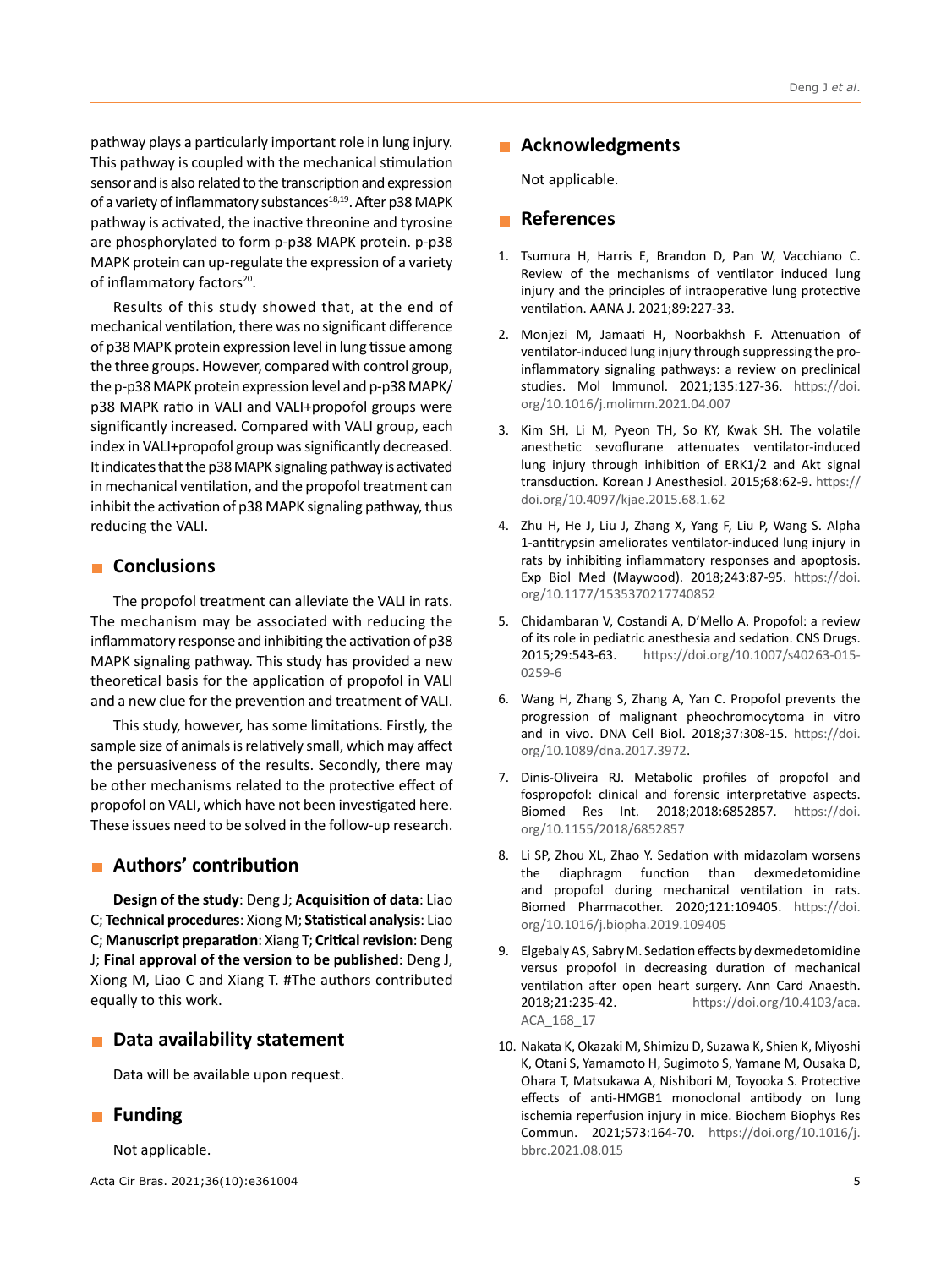pathway plays a particularly important role in lung injury. This pathway is coupled with the mechanical stimulation sensor and is also related to the transcription and expression of a variety of inflammatory substances[18,19]. After p38 MAPK pathway is activated, the inactive threonine and tyrosine are phosphorylated to form p-p38 MAPK protein. p-p38 MAPK protein can up-regulate the expression of a variety of inflammatory factors[20].

Results of this study showed that, at the end of mechanical ventilation, there was no significant difference of p38 MAPK protein expression level in lung tissue among the three groups. However, compared with control group, the p-p38 MAPK protein expression level and p-p38 MAPK/p38 MAPK ratio in VALI and VALI+propofol groups were significantly increased. Compared with VALI group, each index in VALI+propofol group was significantly decreased. It indicates that the p38 MAPK signaling pathway is activated in mechanical ventilation, and the propofol treatment can inhibit the activation of p38 MAPK signaling pathway, thus reducing the VALI.

## Conclusions

The propofol treatment can alleviate the VALI in rats. The mechanism may be associated with reducing the inflammatory response and inhibiting the activation of p38 MAPK signaling pathway. This study has provided a new theoretical basis for the application of propofol in VALI and a new clue for the prevention and treatment of VALI.

This study, however, has some limitations. Firstly, the sample size of animals is relatively small, which may affect the persuasiveness of the results. Secondly, there may be other mechanisms related to the protective effect of propofol on VALI, which have not been investigated here. These issues need to be solved in the follow-up research.

## Authors' contribution

**Design of the study**: Deng J; **Acquisition of data**: Liao C; **Technical procedures**: Xiong M; **Statistical analysis**: Liao C; **Manuscript preparation**: Xiang T; **Critical revision**: Deng J; **Final approval of the version to be published**: Deng J, Xiong M, Liao C and Xiang T. #The authors contributed equally to this work.

## Data availability statement

Data will be available upon request.

## Funding

Not applicable.

## Acknowledgments

Not applicable.

## References

1. Tsumura H, Harris E, Brandon D, Pan W, Vacchiano C. Review of the mechanisms of ventilator induced lung injury and the principles of intraoperative lung protective ventilation. AANA J. 2021;89:227-33.

2. Monjezi M, Jamaati H, Noorbakhsh F. Attenuation of ventilator-induced lung injury through suppressing the pro-inflammatory signaling pathways: a review on preclinical studies. Mol Immunol. 2021;135:127-36. https://doi.org/10.1016/j.molimm.2021.04.007

3. Kim SH, Li M, Pyeon TH, So KY, Kwak SH. The volatile anesthetic sevoflurane attenuates ventilator-induced lung injury through inhibition of ERK1/2 and Akt signal transduction. Korean J Anesthesiol. 2015;68:62-9. https://doi.org/10.4097/kjae.2015.68.1.62

4. Zhu H, He J, Liu J, Zhang X, Yang F, Liu P, Wang S. Alpha 1-antitrypsin ameliorates ventilator-induced lung injury in rats by inhibiting inflammatory responses and apoptosis. Exp Biol Med (Maywood). 2018;243:87-95. https://doi.org/10.1177/1535370217740852

5. Chidambaran V, Costandi A, D'Mello A. Propofol: a review of its role in pediatric anesthesia and sedation. CNS Drugs. 2015;29:543-63. https://doi.org/10.1007/s40263-015-0259-6

6. Wang H, Zhang S, Zhang A, Yan C. Propofol prevents the progression of malignant pheochromocytoma in vitro and in vivo. DNA Cell Biol. 2018;37:308-15. https://doi.org/10.1089/dna.2017.3972.

7. Dinis-Oliveira RJ. Metabolic profiles of propofol and fospropofol: clinical and forensic interpretative aspects. Biomed Res Int. 2018;2018:6852857. https://doi.org/10.1155/2018/6852857

8. Li SP, Zhou XL, Zhao Y. Sedation with midazolam worsens the diaphragm function than dexmedetomidine and propofol during mechanical ventilation in rats. Biomed Pharmacother. 2020;121:109405. https://doi.org/10.1016/j.biopha.2019.109405

9. Elgebaly AS, Sabry M. Sedation effects by dexmedetomidine versus propofol in decreasing duration of mechanical ventilation after open heart surgery. Ann Card Anaesth. 2018;21:235-42. https://doi.org/10.4103/aca.ACA_168_17

10. Nakata K, Okazaki M, Shimizu D, Suzawa K, Shien K, Miyoshi K, Otani S, Yamamoto H, Sugimoto S, Yamane M, Ousaka D, Ohara T, Matsukawa A, Nishibori M, Toyooka S. Protective effects of anti-HMGB1 monoclonal antibody on lung ischemia reperfusion injury in mice. Biochem Biophys Res Commun. 2021;573:164-70. https://doi.org/10.1016/j.bbrc.2021.08.015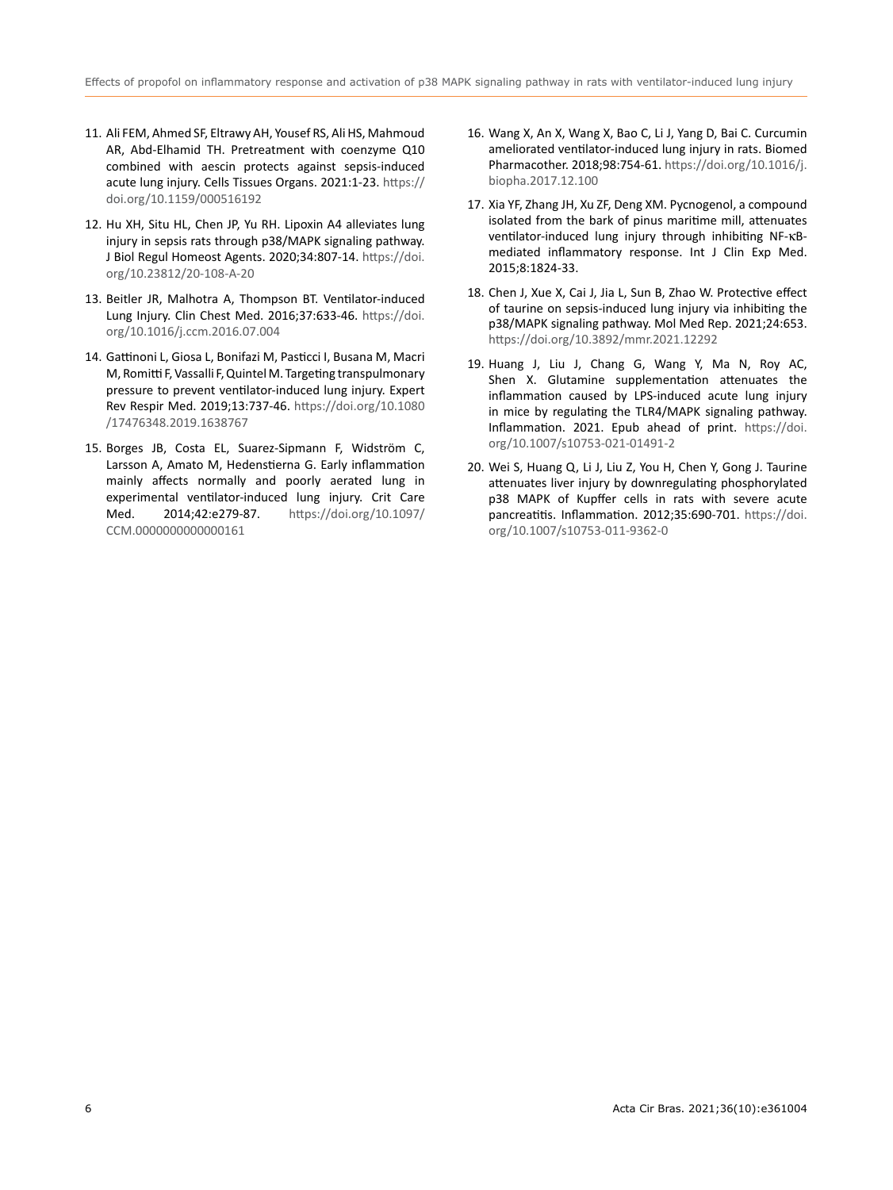11. Ali FEM, Ahmed SF, Eltrawy AH, Yousef RS, Ali HS, Mahmoud AR, Abd-Elhamid TH. Pretreatment with coenzyme Q10 combined with aescin protects against sepsis-induced acute lung injury. Cells Tissues Organs. 2021:1-23. https://doi.org/10.1159/000516192

12. Hu XH, Situ HL, Chen JP, Yu RH. Lipoxin A4 alleviates lung injury in sepsis rats through p38/MAPK signaling pathway. J Biol Regul Homeost Agents. 2020;34:807-14. https://doi.org/10.23812/20-108-A-20

13. Beitler JR, Malhotra A, Thompson BT. Ventilator-induced Lung Injury. Clin Chest Med. 2016;37:633-46. https://doi.org/10.1016/j.ccm.2016.07.004

14. Gattinoni L, Giosa L, Bonifazi M, Pasticci I, Busana M, Macri M, Romitti F, Vassalli F, Quintel M. Targeting transpulmonary pressure to prevent ventilator-induced lung injury. Expert Rev Respir Med. 2019;13:737-46. https://doi.org/10.1080/17476348.2019.1638767

15. Borges JB, Costa EL, Suarez-Sipmann F, Widström C, Larsson A, Amato M, Hedenstierna G. Early inflammation mainly affects normally and poorly aerated lung in experimental ventilator-induced lung injury. Crit Care Med. 2014;42:e279-87. https://doi.org/10.1097/CCM.0000000000000161

16. Wang X, An X, Wang X, Bao C, Li J, Yang D, Bai C. Curcumin ameliorated ventilator-induced lung injury in rats. Biomed Pharmacother. 2018;98:754-61. https://doi.org/10.1016/j.biopha.2017.12.100

17. Xia YF, Zhang JH, Xu ZF, Deng XM. Pycnogenol, a compound isolated from the bark of pinus maritime mill, attenuates ventilator-induced lung injury through inhibiting NF-κB-mediated inflammatory response. Int J Clin Exp Med. 2015;8:1824-33.

18. Chen J, Xue X, Cai J, Jia L, Sun B, Zhao W. Protective effect of taurine on sepsis-induced lung injury via inhibiting the p38/MAPK signaling pathway. Mol Med Rep. 2021;24:653. https://doi.org/10.3892/mmr.2021.12292

19. Huang J, Liu J, Chang G, Wang Y, Ma N, Roy AC, Shen X. Glutamine supplementation attenuates the inflammation caused by LPS-induced acute lung injury in mice by regulating the TLR4/MAPK signaling pathway. Inflammation. 2021. Epub ahead of print. https://doi.org/10.1007/s10753-021-01491-2

20. Wei S, Huang Q, Li J, Liu Z, You H, Chen Y, Gong J. Taurine attenuates liver injury by downregulating phosphorylated p38 MAPK of Kupffer cells in rats with severe acute pancreatitis. Inflammation. 2012;35:690-701. https://doi.org/10.1007/s10753-011-9362-0